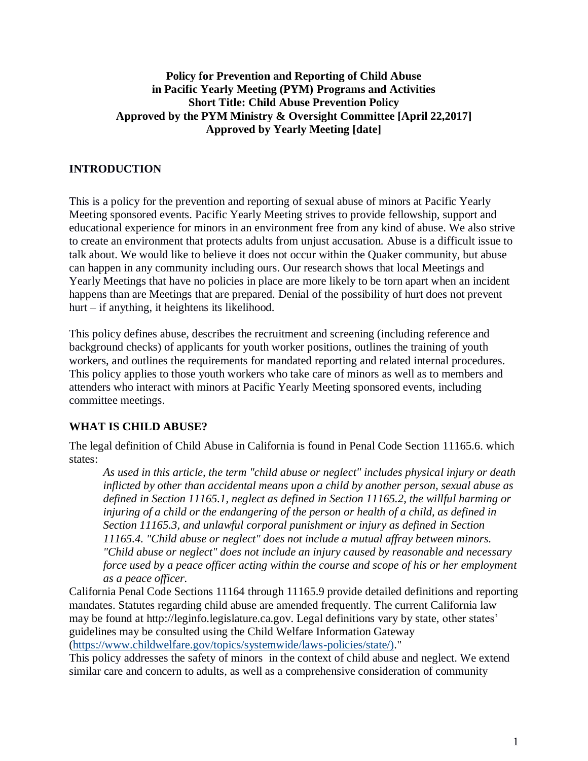**Policy for Prevention and Reporting of Child Abuse in Pacific Yearly Meeting (PYM) Programs and Activities**
**Short Title: Child Abuse Prevention Policy**
**Approved by the PYM Ministry & Oversight Committee [April 22,2017]**
**Approved by Yearly Meeting [date]**

## INTRODUCTION

This is a policy for the prevention and reporting of sexual abuse of minors at Pacific Yearly Meeting sponsored events. Pacific Yearly Meeting strives to provide fellowship, support and educational experience for minors in an environment free from any kind of abuse. We also strive to create an environment that protects adults from unjust accusation. Abuse is a difficult issue to talk about. We would like to believe it does not occur within the Quaker community, but abuse can happen in any community including ours. Our research shows that local Meetings and Yearly Meetings that have no policies in place are more likely to be torn apart when an incident happens than are Meetings that are prepared. Denial of the possibility of hurt does not prevent hurt – if anything, it heightens its likelihood.

This policy defines abuse, describes the recruitment and screening (including reference and background checks) of applicants for youth worker positions, outlines the training of youth workers, and outlines the requirements for mandated reporting and related internal procedures. This policy applies to those youth workers who take care of minors as well as to members and attenders who interact with minors at Pacific Yearly Meeting sponsored events, including committee meetings.

## WHAT IS CHILD ABUSE?

The legal definition of Child Abuse in California is found in Penal Code Section 11165.6. which states:

> *As used in this article, the term "child abuse or neglect" includes physical injury or death inflicted by other than accidental means upon a child by another person, sexual abuse as defined in Section 11165.1, neglect as defined in Section 11165.2, the willful harming or injuring of a child or the endangering of the person or health of a child, as defined in Section 11165.3, and unlawful corporal punishment or injury as defined in Section 11165.4. "Child abuse or neglect" does not include a mutual affray between minors. "Child abuse or neglect" does not include an injury caused by reasonable and necessary force used by a peace officer acting within the course and scope of his or her employment as a peace officer.*

California Penal Code Sections 11164 through 11165.9 provide detailed definitions and reporting mandates. Statutes regarding child abuse are amended frequently. The current California law may be found at http://leginfo.legislature.ca.gov. Legal definitions vary by state, other states' guidelines may be consulted using the Child Welfare Information Gateway (https://www.childwelfare.gov/topics/systemwide/laws-policies/state/)."

This policy addresses the safety of minors in the context of child abuse and neglect. We extend similar care and concern to adults, as well as a comprehensive consideration of community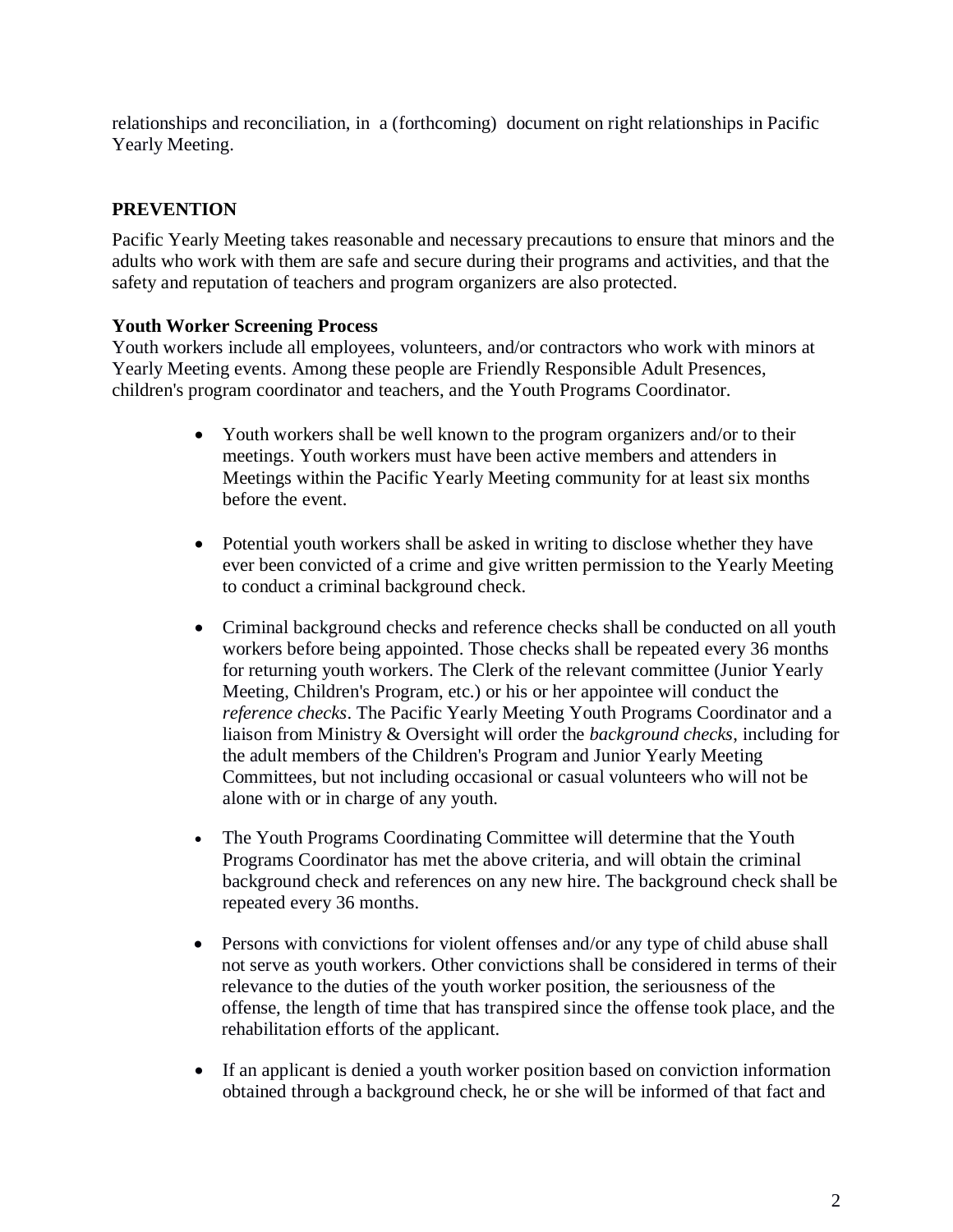relationships and reconciliation, in a (forthcoming) document on right relationships in Pacific Yearly Meeting.

## PREVENTION

Pacific Yearly Meeting takes reasonable and necessary precautions to ensure that minors and the adults who work with them are safe and secure during their programs and activities, and that the safety and reputation of teachers and program organizers are also protected.

### Youth Worker Screening Process

Youth workers include all employees, volunteers, and/or contractors who work with minors at Yearly Meeting events. Among these people are Friendly Responsible Adult Presences, children's program coordinator and teachers, and the Youth Programs Coordinator.

- Youth workers shall be well known to the program organizers and/or to their meetings. Youth workers must have been active members and attenders in Meetings within the Pacific Yearly Meeting community for at least six months before the event.

- Potential youth workers shall be asked in writing to disclose whether they have ever been convicted of a crime and give written permission to the Yearly Meeting to conduct a criminal background check.

- Criminal background checks and reference checks shall be conducted on all youth workers before being appointed. Those checks shall be repeated every 36 months for returning youth workers. The Clerk of the relevant committee (Junior Yearly Meeting, Children's Program, etc.) or his or her appointee will conduct the *reference checks*. The Pacific Yearly Meeting Youth Programs Coordinator and a liaison from Ministry & Oversight will order the *background checks*, including for the adult members of the Children's Program and Junior Yearly Meeting Committees, but not including occasional or casual volunteers who will not be alone with or in charge of any youth.

- The Youth Programs Coordinating Committee will determine that the Youth Programs Coordinator has met the above criteria, and will obtain the criminal background check and references on any new hire. The background check shall be repeated every 36 months.

- Persons with convictions for violent offenses and/or any type of child abuse shall not serve as youth workers. Other convictions shall be considered in terms of their relevance to the duties of the youth worker position, the seriousness of the offense, the length of time that has transpired since the offense took place, and the rehabilitation efforts of the applicant.

- If an applicant is denied a youth worker position based on conviction information obtained through a background check, he or she will be informed of that fact and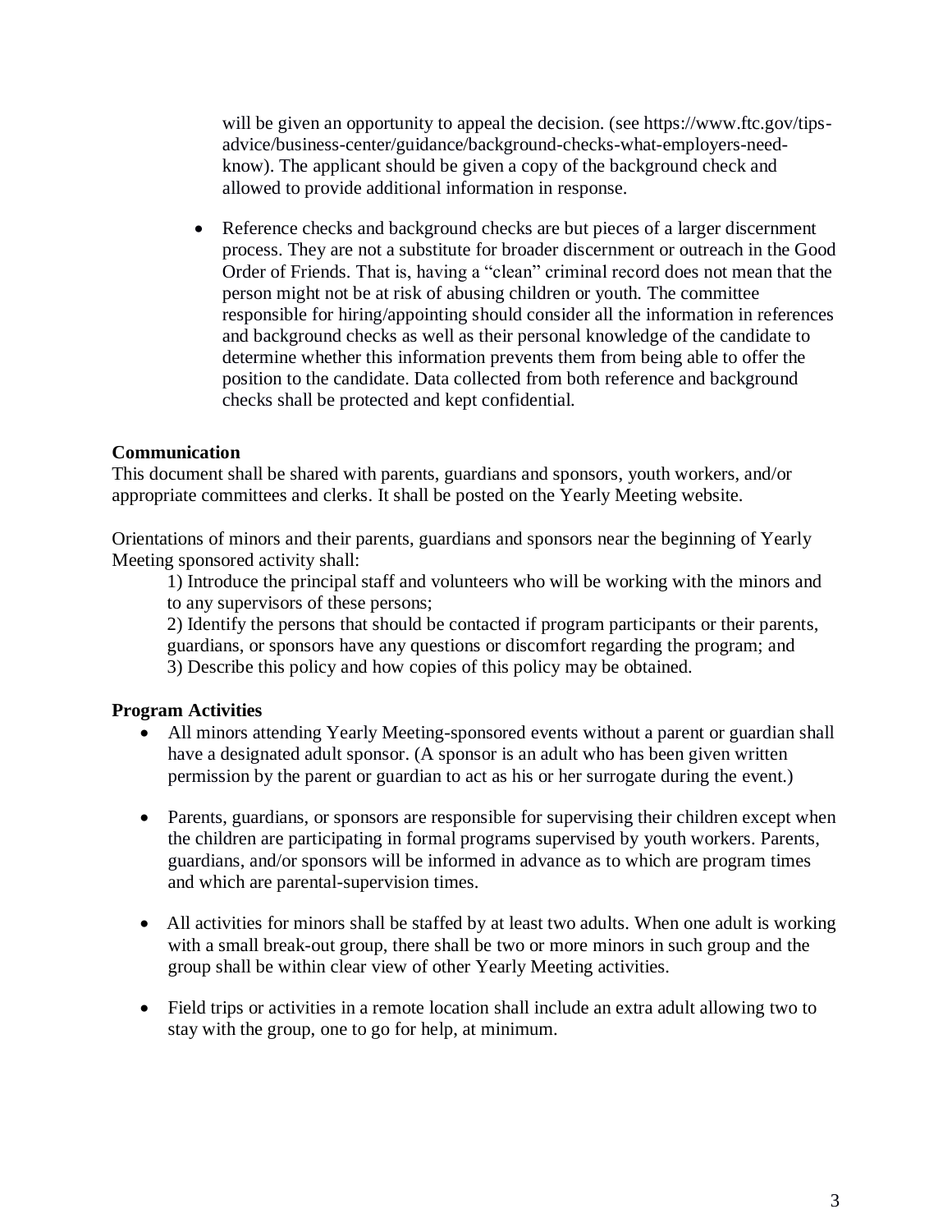will be given an opportunity to appeal the decision. (see https://www.ftc.gov/tips-advice/business-center/guidance/background-checks-what-employers-need-know). The applicant should be given a copy of the background check and allowed to provide additional information in response.

- Reference checks and background checks are but pieces of a larger discernment process. They are not a substitute for broader discernment or outreach in the Good Order of Friends. That is, having a "clean" criminal record does not mean that the person might not be at risk of abusing children or youth. The committee responsible for hiring/appointing should consider all the information in references and background checks as well as their personal knowledge of the candidate to determine whether this information prevents them from being able to offer the position to the candidate. Data collected from both reference and background checks shall be protected and kept confidential.

**Communication**

This document shall be shared with parents, guardians and sponsors, youth workers, and/or appropriate committees and clerks. It shall be posted on the Yearly Meeting website.

Orientations of minors and their parents, guardians and sponsors near the beginning of Yearly Meeting sponsored activity shall:

1) Introduce the principal staff and volunteers who will be working with the minors and to any supervisors of these persons;
2) Identify the persons that should be contacted if program participants or their parents, guardians, or sponsors have any questions or discomfort regarding the program; and
3) Describe this policy and how copies of this policy may be obtained.

**Program Activities**

- All minors attending Yearly Meeting-sponsored events without a parent or guardian shall have a designated adult sponsor. (A sponsor is an adult who has been given written permission by the parent or guardian to act as his or her surrogate during the event.)

- Parents, guardians, or sponsors are responsible for supervising their children except when the children are participating in formal programs supervised by youth workers. Parents, guardians, and/or sponsors will be informed in advance as to which are program times and which are parental-supervision times.

- All activities for minors shall be staffed by at least two adults. When one adult is working with a small break-out group, there shall be two or more minors in such group and the group shall be within clear view of other Yearly Meeting activities.

- Field trips or activities in a remote location shall include an extra adult allowing two to stay with the group, one to go for help, at minimum.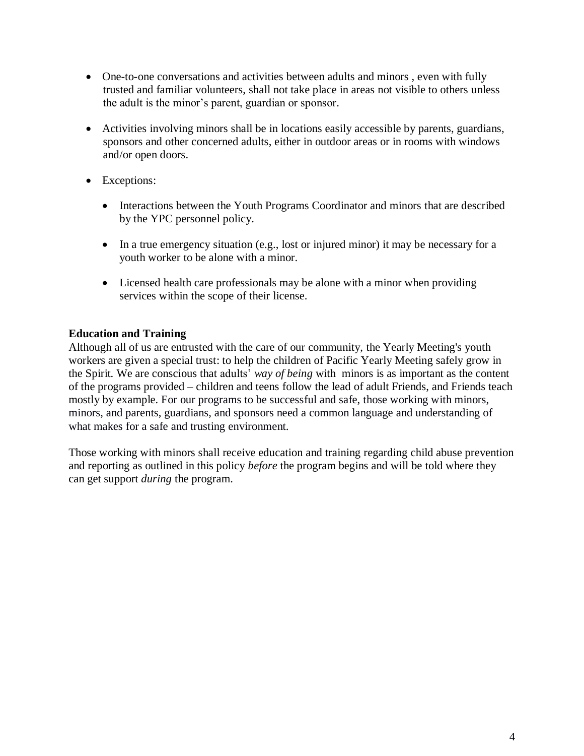- One-to-one conversations and activities between adults and minors , even with fully trusted and familiar volunteers, shall not take place in areas not visible to others unless the adult is the minor's parent, guardian or sponsor.

- Activities involving minors shall be in locations easily accessible by parents, guardians, sponsors and other concerned adults, either in outdoor areas or in rooms with windows and/or open doors.

- Exceptions:

  - Interactions between the Youth Programs Coordinator and minors that are described by the YPC personnel policy.

  - In a true emergency situation (e.g., lost or injured minor) it may be necessary for a youth worker to be alone with a minor.

  - Licensed health care professionals may be alone with a minor when providing services within the scope of their license.

**Education and Training**

Although all of us are entrusted with the care of our community, the Yearly Meeting's youth workers are given a special trust: to help the children of Pacific Yearly Meeting safely grow in the Spirit. We are conscious that adults' *way of being* with minors is as important as the content of the programs provided – children and teens follow the lead of adult Friends, and Friends teach mostly by example. For our programs to be successful and safe, those working with minors, minors, and parents, guardians, and sponsors need a common language and understanding of what makes for a safe and trusting environment.

Those working with minors shall receive education and training regarding child abuse prevention and reporting as outlined in this policy *before* the program begins and will be told where they can get support *during* the program.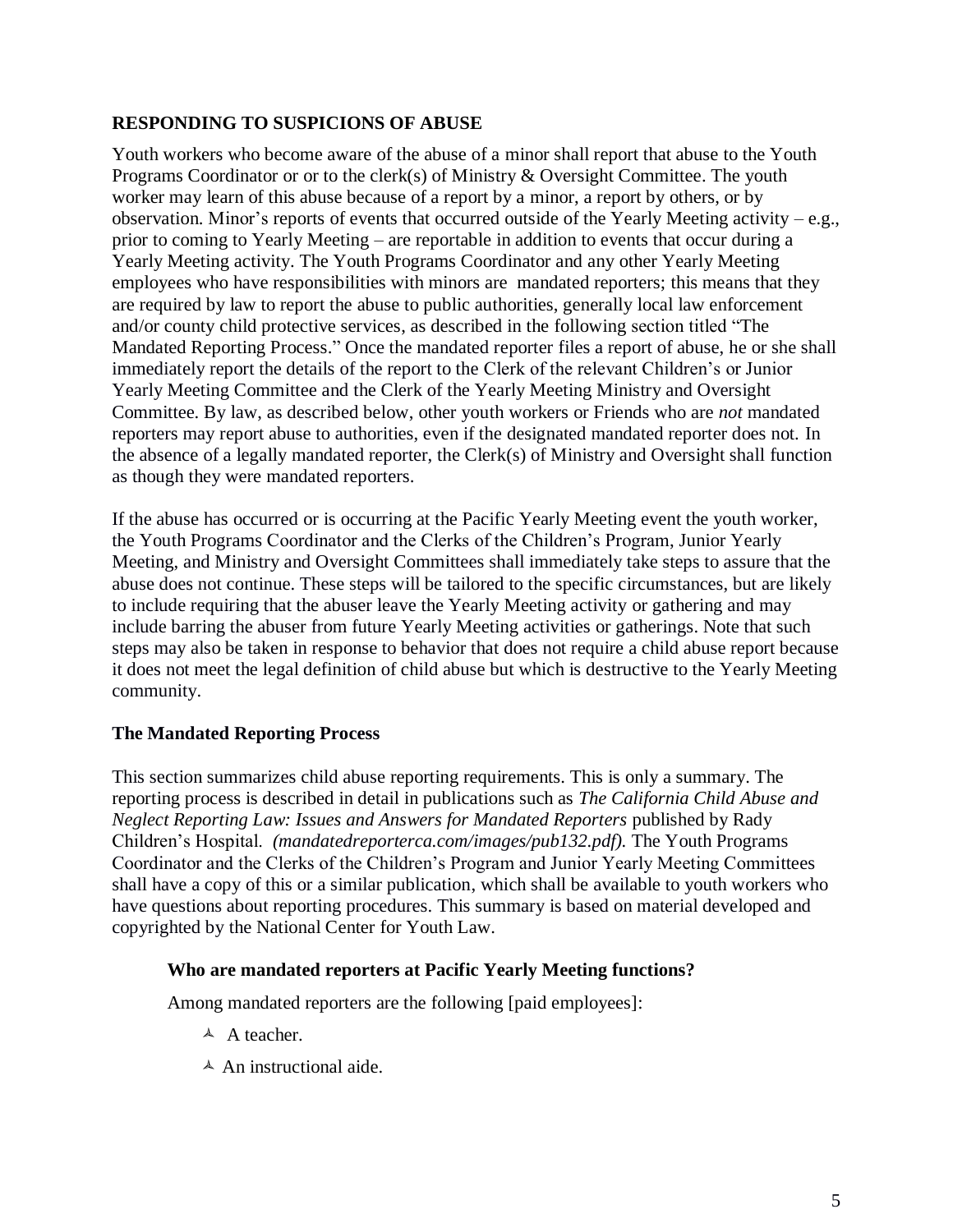**RESPONDING TO SUSPICIONS OF ABUSE**

Youth workers who become aware of the abuse of a minor shall report that abuse to the Youth Programs Coordinator or or to the clerk(s) of Ministry & Oversight Committee. The youth worker may learn of this abuse because of a report by a minor, a report by others, or by observation. Minor's reports of events that occurred outside of the Yearly Meeting activity – e.g., prior to coming to Yearly Meeting – are reportable in addition to events that occur during a Yearly Meeting activity. The Youth Programs Coordinator and any other Yearly Meeting employees who have responsibilities with minors are mandated reporters; this means that they are required by law to report the abuse to public authorities, generally local law enforcement and/or county child protective services, as described in the following section titled "The Mandated Reporting Process." Once the mandated reporter files a report of abuse, he or she shall immediately report the details of the report to the Clerk of the relevant Children's or Junior Yearly Meeting Committee and the Clerk of the Yearly Meeting Ministry and Oversight Committee. By law, as described below, other youth workers or Friends who are *not* mandated reporters may report abuse to authorities, even if the designated mandated reporter does not. In the absence of a legally mandated reporter, the Clerk(s) of Ministry and Oversight shall function as though they were mandated reporters.

If the abuse has occurred or is occurring at the Pacific Yearly Meeting event the youth worker, the Youth Programs Coordinator and the Clerks of the Children's Program, Junior Yearly Meeting, and Ministry and Oversight Committees shall immediately take steps to assure that the abuse does not continue. These steps will be tailored to the specific circumstances, but are likely to include requiring that the abuser leave the Yearly Meeting activity or gathering and may include barring the abuser from future Yearly Meeting activities or gatherings. Note that such steps may also be taken in response to behavior that does not require a child abuse report because it does not meet the legal definition of child abuse but which is destructive to the Yearly Meeting community.

**The Mandated Reporting Process**

This section summarizes child abuse reporting requirements. This is only a summary. The reporting process is described in detail in publications such as *The California Child Abuse and Neglect Reporting Law: Issues and Answers for Mandated Reporters* published by Rady Children's Hospital. *(mandatedreporterca.com/images/pub132.pdf).* The Youth Programs Coordinator and the Clerks of the Children's Program and Junior Yearly Meeting Committees shall have a copy of this or a similar publication, which shall be available to youth workers who have questions about reporting procedures. This summary is based on material developed and copyrighted by the National Center for Youth Law.

**Who are mandated reporters at Pacific Yearly Meeting functions?**

Among mandated reporters are the following [paid employees]:

- A teacher.
- An instructional aide.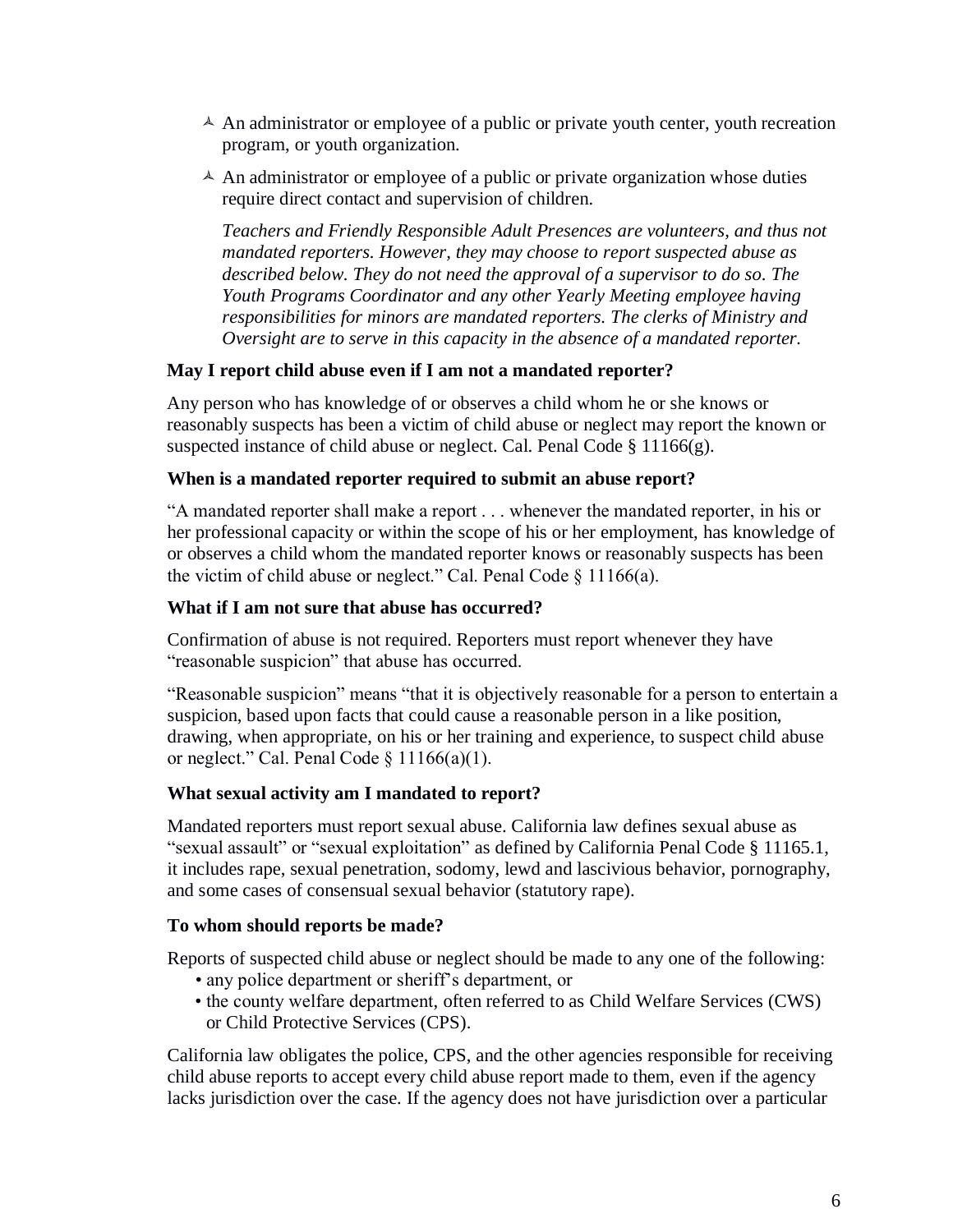- An administrator or employee of a public or private youth center, youth recreation program, or youth organization.
- An administrator or employee of a public or private organization whose duties require direct contact and supervision of children.

  *Teachers and Friendly Responsible Adult Presences are volunteers, and thus not mandated reporters. However, they may choose to report suspected abuse as described below. They do not need the approval of a supervisor to do so. The Youth Programs Coordinator and any other Yearly Meeting employee having responsibilities for minors are mandated reporters. The clerks of Ministry and Oversight are to serve in this capacity in the absence of a mandated reporter.*

**May I report child abuse even if I am not a mandated reporter?**

Any person who has knowledge of or observes a child whom he or she knows or reasonably suspects has been a victim of child abuse or neglect may report the known or suspected instance of child abuse or neglect. Cal. Penal Code § 11166(g).

**When is a mandated reporter required to submit an abuse report?**

"A mandated reporter shall make a report . . . whenever the mandated reporter, in his or her professional capacity or within the scope of his or her employment, has knowledge of or observes a child whom the mandated reporter knows or reasonably suspects has been the victim of child abuse or neglect." Cal. Penal Code § 11166(a).

**What if I am not sure that abuse has occurred?**

Confirmation of abuse is not required. Reporters must report whenever they have "reasonable suspicion" that abuse has occurred.

"Reasonable suspicion" means "that it is objectively reasonable for a person to entertain a suspicion, based upon facts that could cause a reasonable person in a like position, drawing, when appropriate, on his or her training and experience, to suspect child abuse or neglect." Cal. Penal Code § 11166(a)(1).

**What sexual activity am I mandated to report?**

Mandated reporters must report sexual abuse. California law defines sexual abuse as "sexual assault" or "sexual exploitation" as defined by California Penal Code § 11165.1, it includes rape, sexual penetration, sodomy, lewd and lascivious behavior, pornography, and some cases of consensual sexual behavior (statutory rape).

**To whom should reports be made?**

Reports of suspected child abuse or neglect should be made to any one of the following:

- any police department or sheriff's department, or
- the county welfare department, often referred to as Child Welfare Services (CWS) or Child Protective Services (CPS).

California law obligates the police, CPS, and the other agencies responsible for receiving child abuse reports to accept every child abuse report made to them, even if the agency lacks jurisdiction over the case. If the agency does not have jurisdiction over a particular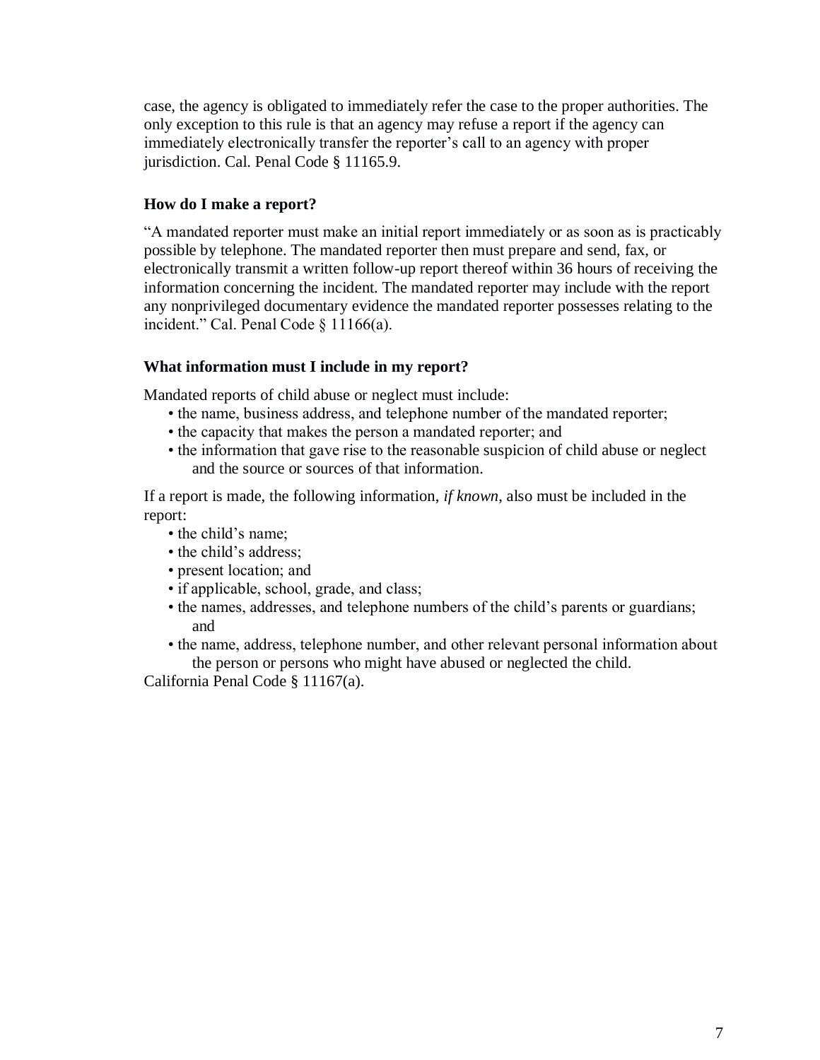case, the agency is obligated to immediately refer the case to the proper authorities. The only exception to this rule is that an agency may refuse a report if the agency can immediately electronically transfer the reporter's call to an agency with proper jurisdiction. Cal. Penal Code § 11165.9.

### How do I make a report?

"A mandated reporter must make an initial report immediately or as soon as is practicably possible by telephone. The mandated reporter then must prepare and send, fax, or electronically transmit a written follow-up report thereof within 36 hours of receiving the information concerning the incident. The mandated reporter may include with the report any nonprivileged documentary evidence the mandated reporter possesses relating to the incident." Cal. Penal Code § 11166(a).

### What information must I include in my report?

Mandated reports of child abuse or neglect must include:

- the name, business address, and telephone number of the mandated reporter;
- the capacity that makes the person a mandated reporter; and
- the information that gave rise to the reasonable suspicion of child abuse or neglect and the source or sources of that information.

If a report is made, the following information, *if known*, also must be included in the report:

- the child's name;
- the child's address;
- present location; and
- if applicable, school, grade, and class;
- the names, addresses, and telephone numbers of the child's parents or guardians; and
- the name, address, telephone number, and other relevant personal information about the person or persons who might have abused or neglected the child.

California Penal Code § 11167(a).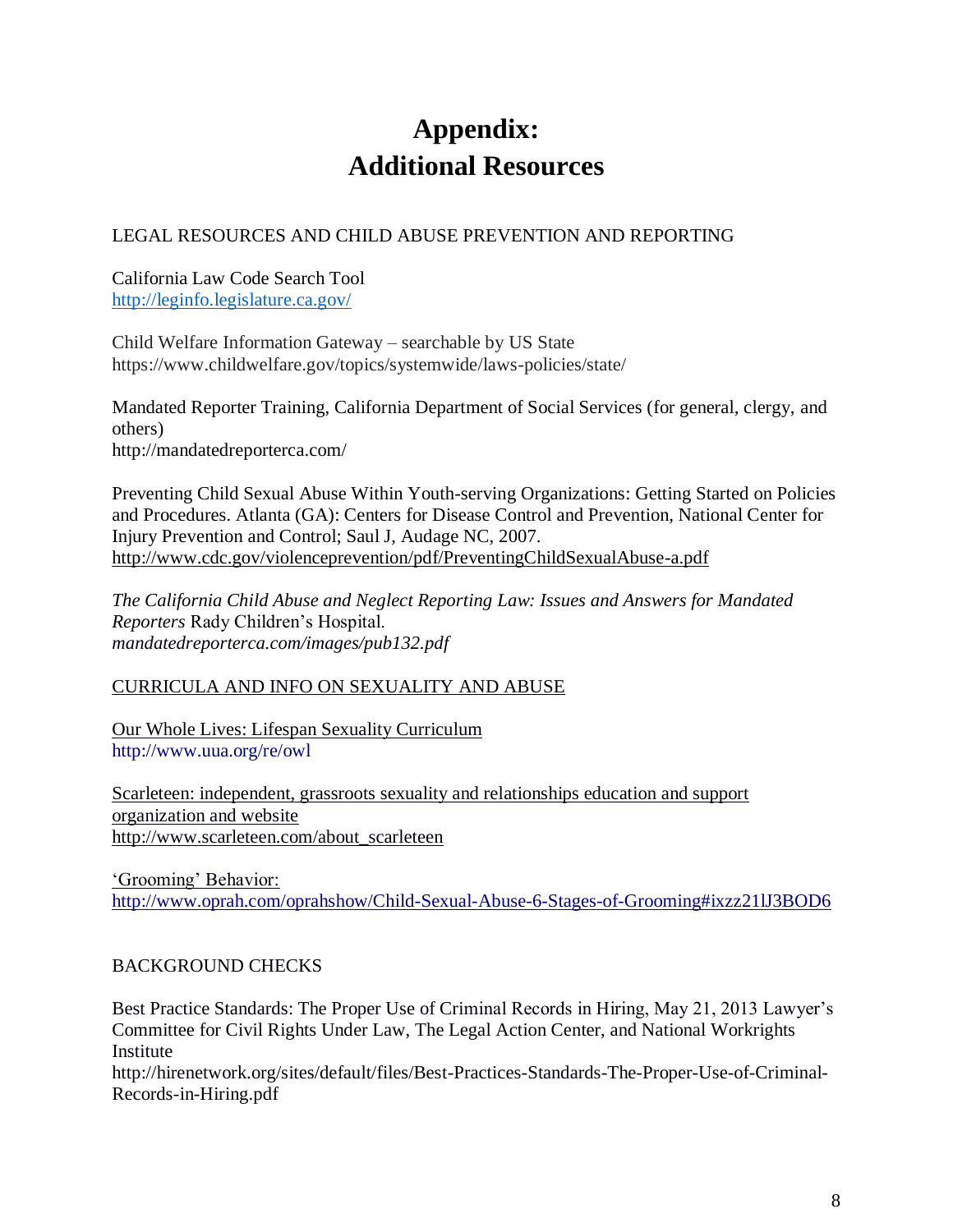# Appendix:
# Additional Resources

LEGAL RESOURCES AND CHILD ABUSE PREVENTION AND REPORTING

California Law Code Search Tool
http://leginfo.legislature.ca.gov/

Child Welfare Information Gateway – searchable by US State
https://www.childwelfare.gov/topics/systemwide/laws-policies/state/

Mandated Reporter Training, California Department of Social Services (for general, clergy, and others)
http://mandatedreporterca.com/

Preventing Child Sexual Abuse Within Youth-serving Organizations: Getting Started on Policies and Procedures. Atlanta (GA): Centers for Disease Control and Prevention, National Center for Injury Prevention and Control; Saul J, Audage NC, 2007.
http://www.cdc.gov/violenceprevention/pdf/PreventingChildSexualAbuse-a.pdf

*The California Child Abuse and Neglect Reporting Law: Issues and Answers for Mandated Reporters* Rady Children's Hospital.
*mandatedreporterca.com/images/pub132.pdf*

CURRICULA AND INFO ON SEXUALITY AND ABUSE

Our Whole Lives: Lifespan Sexuality Curriculum
http://www.uua.org/re/owl

Scarleteen: independent, grassroots sexuality and relationships education and support organization and website
http://www.scarleteen.com/about_scarleteen

'Grooming' Behavior:
http://www.oprah.com/oprahshow/Child-Sexual-Abuse-6-Stages-of-Grooming#ixzz21lJ3BOD6

BACKGROUND CHECKS

Best Practice Standards: The Proper Use of Criminal Records in Hiring, May 21, 2013 Lawyer's Committee for Civil Rights Under Law, The Legal Action Center, and National Workrights Institute
http://hirenetwork.org/sites/default/files/Best-Practices-Standards-The-Proper-Use-of-Criminal-Records-in-Hiring.pdf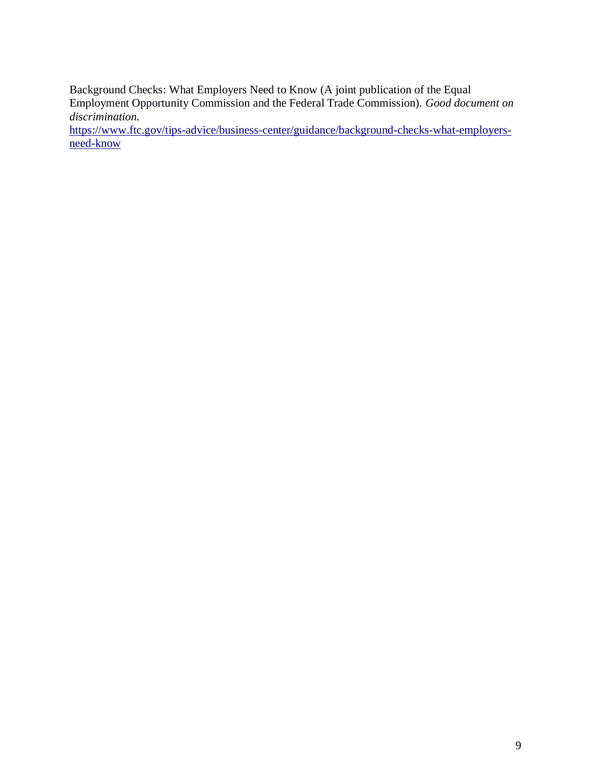Background Checks: What Employers Need to Know (A joint publication of the Equal Employment Opportunity Commission and the Federal Trade Commission). *Good document on discrimination.*
https://www.ftc.gov/tips-advice/business-center/guidance/background-checks-what-employers-need-know